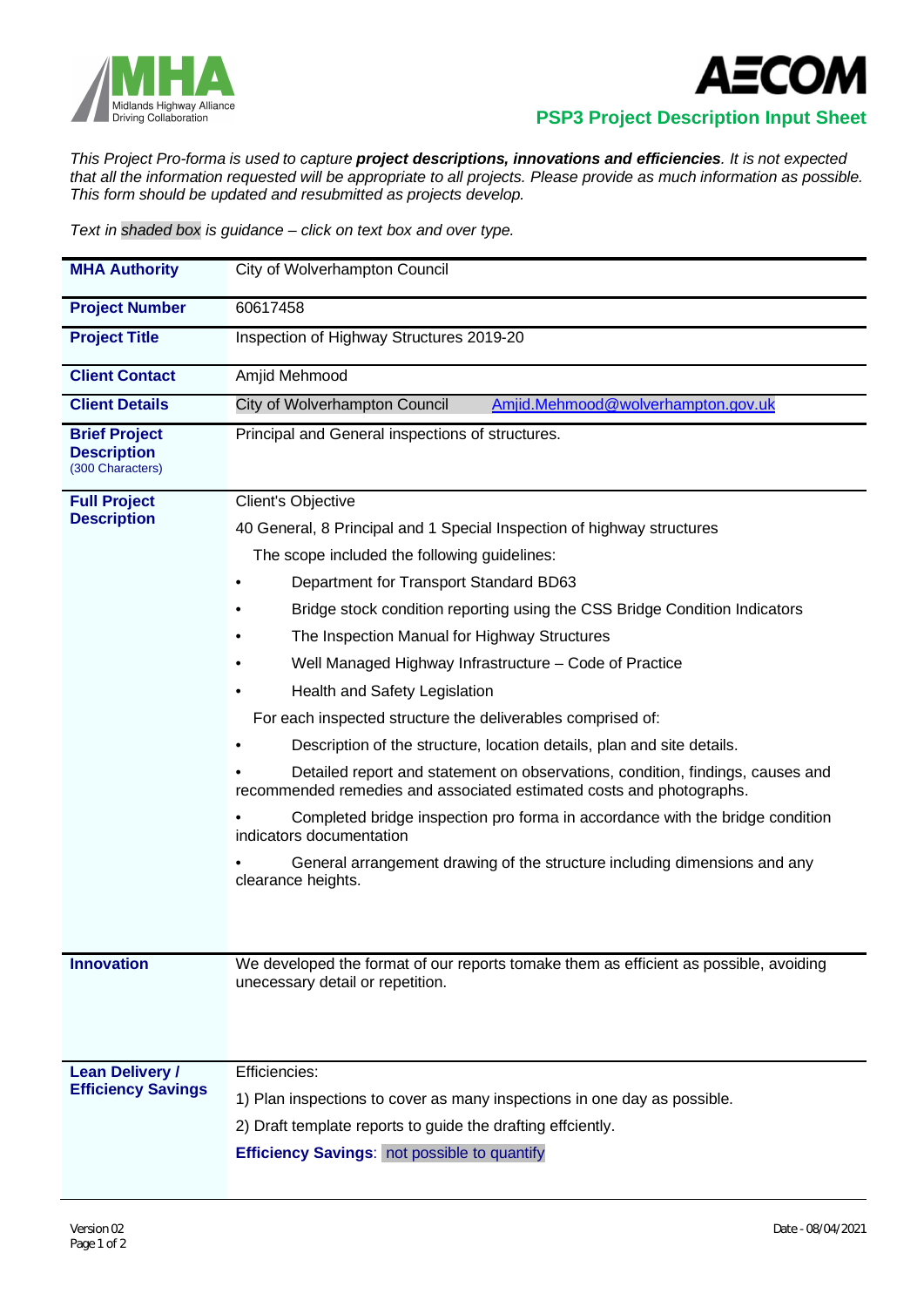Midlands Highway Alliance Driving Collaboration

AECOM

## PSP3 Project Description Input Sheet

*This Project Pro-forma is used to capture **project descriptions, innovations and efficiencies**. It is not expected that all the information requested will be appropriate to all projects. Please provide as much information as possible. This form should be updated and resubmitted as projects develop.*

*Text in shaded box is guidance – click on text box and over type.*

| | |
|---|---|
| **MHA Authority** | City of Wolverhampton Council |
| **Project Number** | 60617458 |
| **Project Title** | Inspection of Highway Structures 2019-20 |
| **Client Contact** | Amjid Mehmood |
| **Client Details** | City of Wolverhampton Council    Amjid.Mehmood@wolverhampton.gov.uk |
| **Brief Project Description** (300 Characters) | Principal and General inspections of structures. |
| **Full Project Description** | Client's Objective<br><br>40 General, 8 Principal and 1 Special Inspection of highway structures<br><br>The scope included the following guidelines:<br>• Department for Transport Standard BD63<br>• Bridge stock condition reporting using the CSS Bridge Condition Indicators<br>• The Inspection Manual for Highway Structures<br>• Well Managed Highway Infrastructure – Code of Practice<br>• Health and Safety Legislation<br><br>For each inspected structure the deliverables comprised of:<br>• Description of the structure, location details, plan and site details.<br>• Detailed report and statement on observations, condition, findings, causes and recommended remedies and associated estimated costs and photographs.<br>• Completed bridge inspection pro forma in accordance with the bridge condition indicators documentation<br>• General arrangement drawing of the structure including dimensions and any clearance heights. |
| **Innovation** | We developed the format of our reports tomake them as efficient as possible, avoiding unecessary detail or repetition. |
| **Lean Delivery / Efficiency Savings** | Efficiencies:<br><br>1) Plan inspections to cover as many inspections in one day as possible.<br><br>2) Draft template reports to guide the drafting effciently.<br><br>**Efficiency Savings**: not possible to quantify |

Version 02

Date - 08/04/2021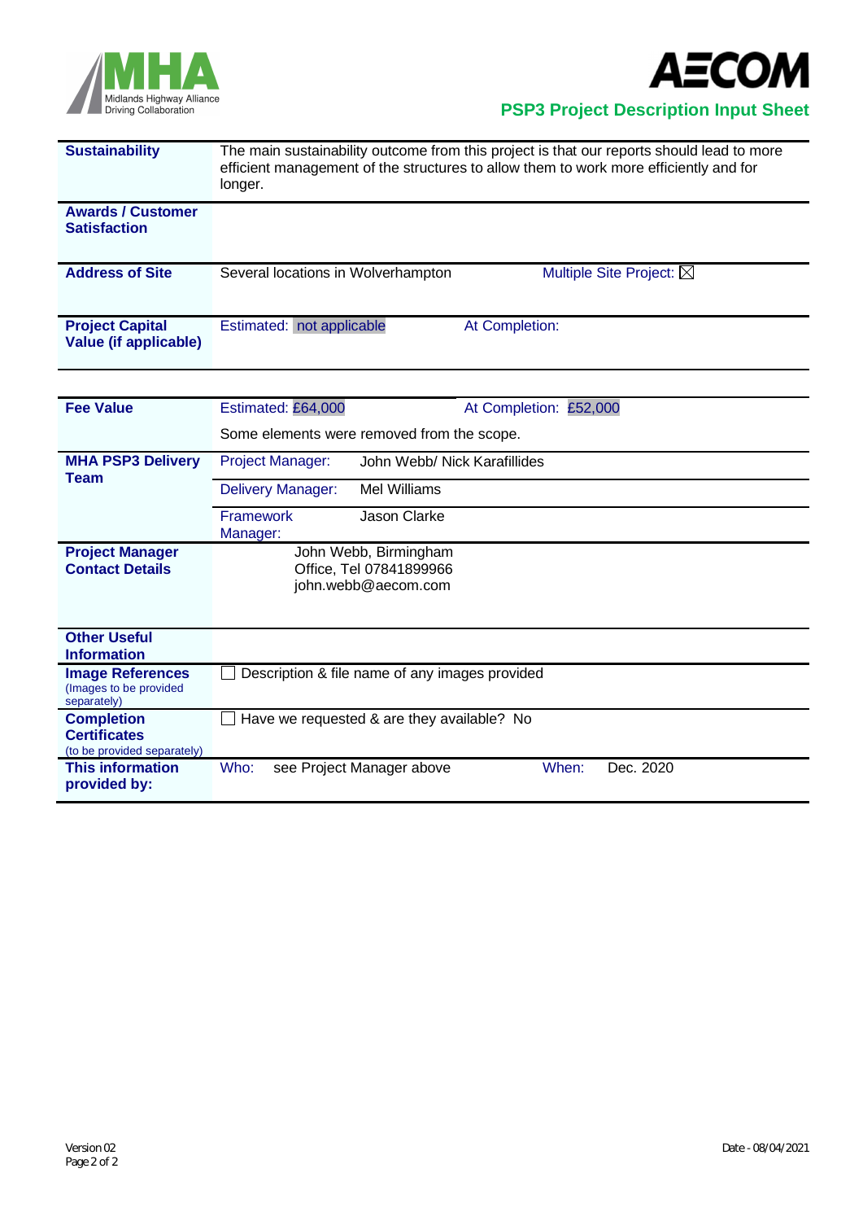**PSP3 Project Description Input Sheet**

| | |
|---|---|
| **Sustainability** | The main sustainability outcome from this project is that our reports should lead to more efficient management of the structures to allow them to work more efficiently and for longer. |
| **Awards / Customer Satisfaction** | |
| **Address of Site** | Several locations in Wolverhampton — Multiple Site Project: ☒ |
| **Project Capital Value (if applicable)** | Estimated: not applicable — At Completion: |

| | | |
|---|---|---|
| **Fee Value** | Estimated: £64,000 | At Completion: £52,000 |
| | Some elements were removed from the scope. | |
| **MHA PSP3 Delivery Team** | Project Manager: | John Webb/ Nick Karafillides |
| | Delivery Manager: | Mel Williams |
| | Framework Manager: | Jason Clarke |
| **Project Manager Contact Details** | John Webb, Birmingham Office, Tel 07841899966 john.webb@aecom.com | |
| **Other Useful Information** | | |
| **Image References** (Images to be provided separately) | ☐ Description & file name of any images provided | |
| **Completion Certificates** (to be provided separately) | ☐ Have we requested & are they available? No | |
| **This information provided by:** | Who: see Project Manager above | When: Dec. 2020 |

Version 02

Date - 08/04/2021